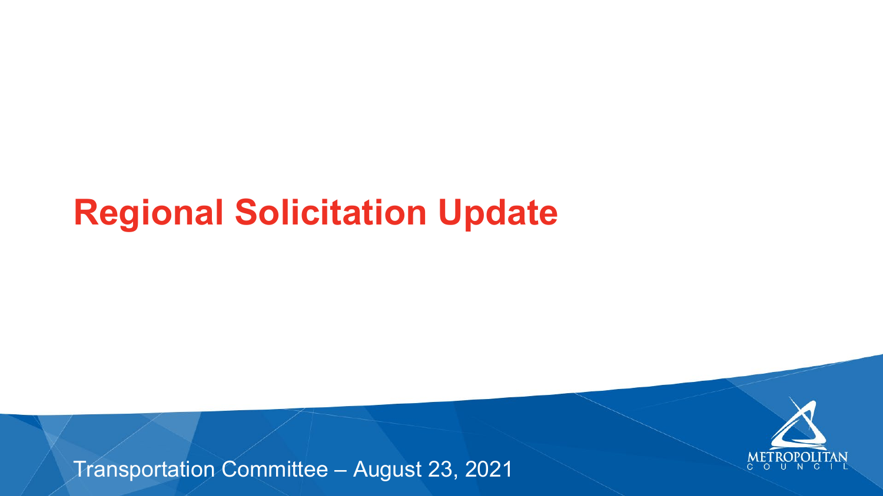# Regional Solicitation Update

Transportation Committee – August 23, 2021

METROPOLITAN COUNCIL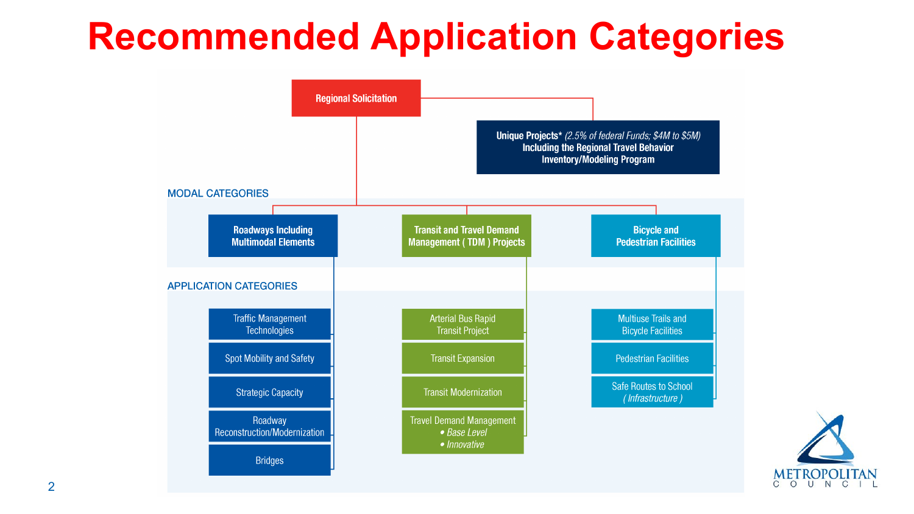# Recommended Application Categories

**Regional Solicitation**

**Unique Projects*** *(2.5% of federal Funds; $4M to $5M)* **Including the Regional Travel Behavior Inventory/Modeling Program**

## MODAL CATEGORIES

- **Roadways Including Multimodal Elements**
- **Transit and Travel Demand Management ( TDM ) Projects**
- **Bicycle and Pedestrian Facilities**

## APPLICATION CATEGORIES

**Roadways Including Multimodal Elements**

- Traffic Management Technologies
- Spot Mobility and Safety
- Strategic Capacity
- Roadway Reconstruction/Modernization
- Bridges

**Transit and Travel Demand Management ( TDM ) Projects**

- Arterial Bus Rapid Transit Project
- Transit Expansion
- Transit Modernization
- Travel Demand Management
  - *Base Level*
  - *Innovative*

**Bicycle and Pedestrian Facilities**

- Multiuse Trails and Bicycle Facilities
- Pedestrian Facilities
- Safe Routes to School *( Infrastructure )*

METROPOLITAN COUNCIL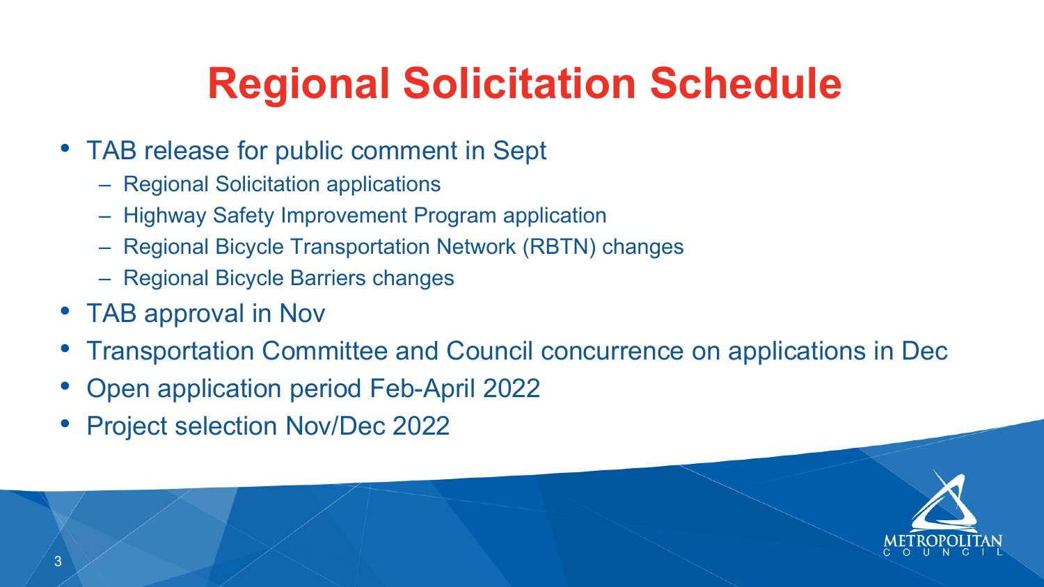# Regional Solicitation Schedule

- TAB release for public comment in Sept
  - Regional Solicitation applications
  - Highway Safety Improvement Program application
  - Regional Bicycle Transportation Network (RBTN) changes
  - Regional Bicycle Barriers changes
- TAB approval in Nov
- Transportation Committee and Council concurrence on applications in Dec
- Open application period Feb-April 2022
- Project selection Nov/Dec 2022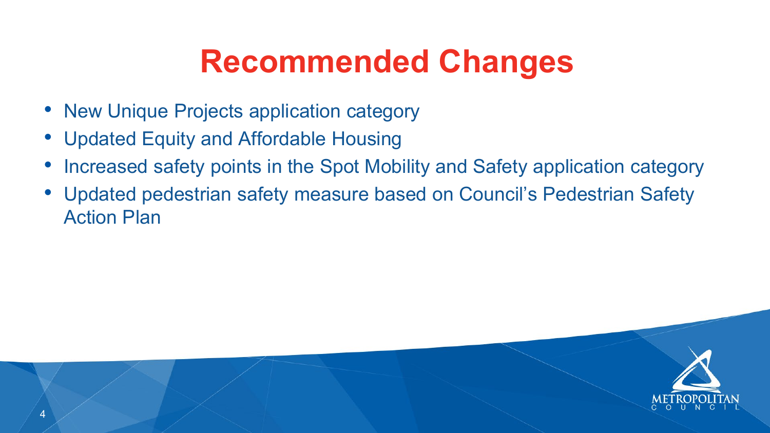# Recommended Changes

- New Unique Projects application category
- Updated Equity and Affordable Housing
- Increased safety points in the Spot Mobility and Safety application category
- Updated pedestrian safety measure based on Council's Pedestrian Safety Action Plan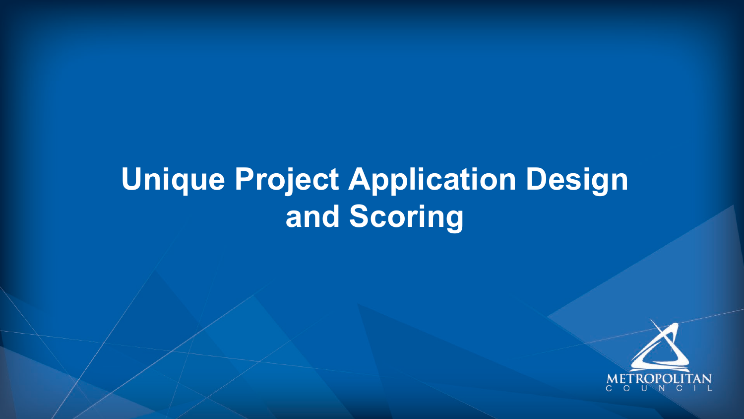# Unique Project Application Design and Scoring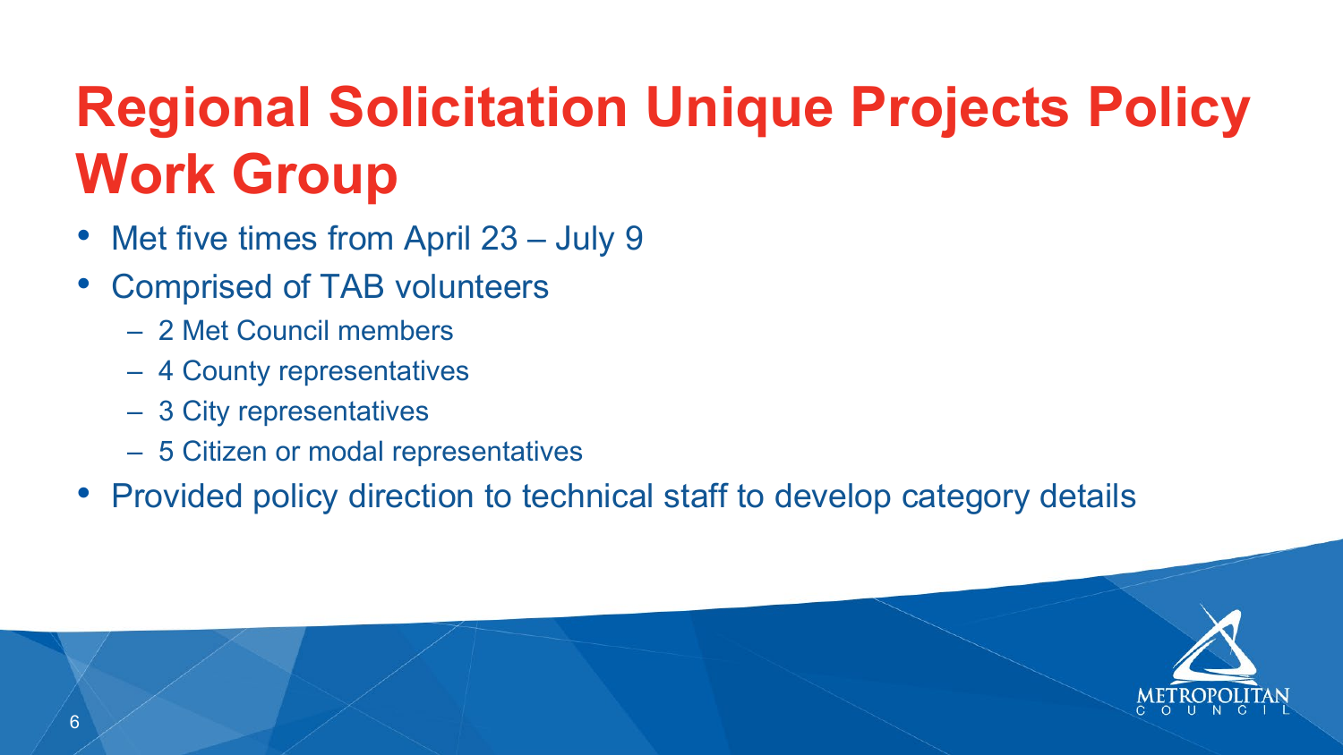# Regional Solicitation Unique Projects Policy Work Group

- Met five times from April 23 – July 9
- Comprised of TAB volunteers
  - 2 Met Council members
  - 4 County representatives
  - 3 City representatives
  - 5 Citizen or modal representatives
- Provided policy direction to technical staff to develop category details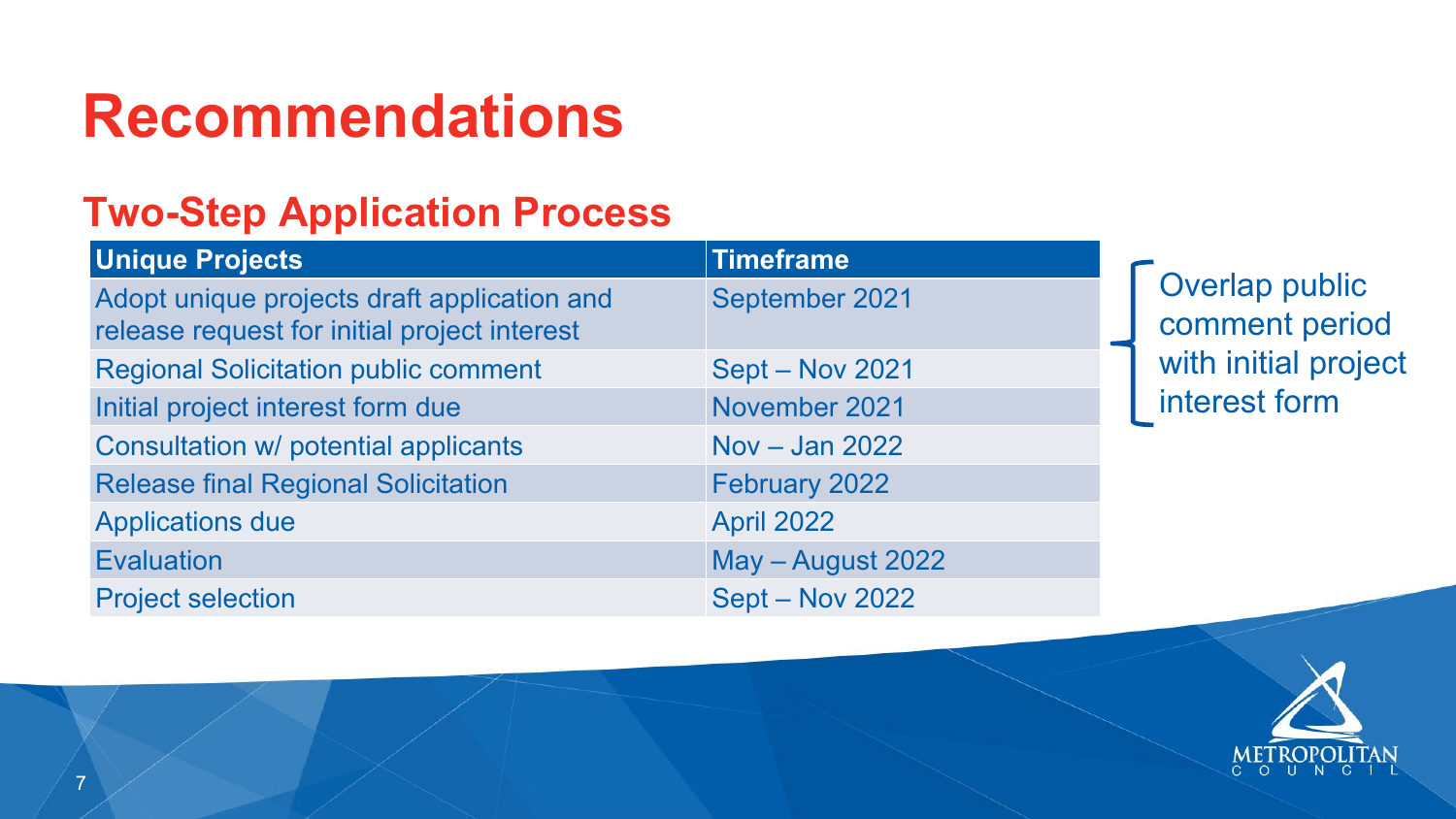# Recommendations

## Two-Step Application Process

| Unique Projects | Timeframe |
| --- | --- |
| Adopt unique projects draft application and release request for initial project interest | September 2021 |
| Regional Solicitation public comment | Sept – Nov 2021 |
| Initial project interest form due | November 2021 |
| Consultation w/ potential applicants | Nov – Jan 2022 |
| Release final Regional Solicitation | February 2022 |
| Applications due | April 2022 |
| Evaluation | May – August 2022 |
| Project selection | Sept – Nov 2022 |

Overlap public comment period with initial project interest form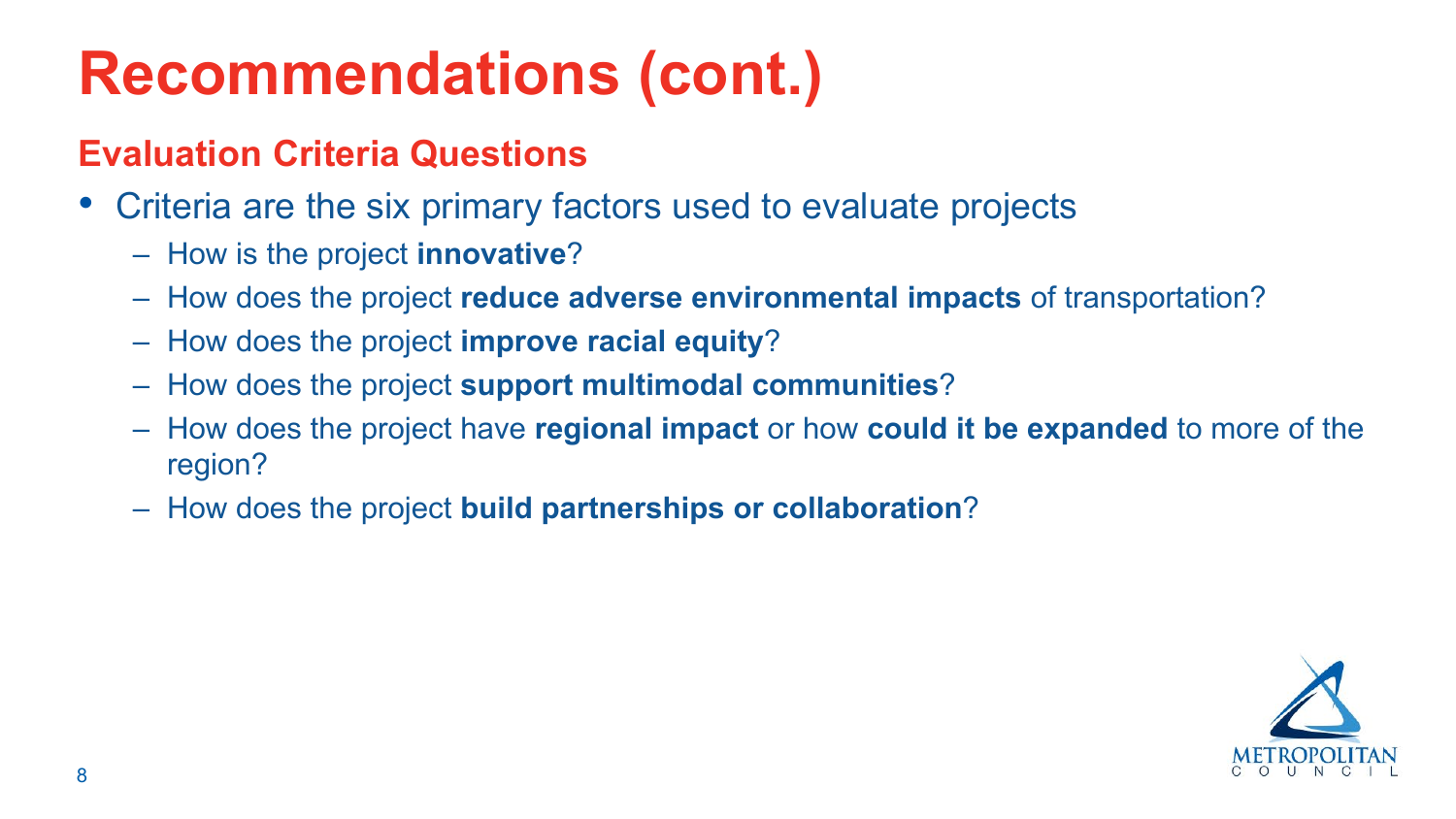# Recommendations (cont.)

## Evaluation Criteria Questions

- Criteria are the six primary factors used to evaluate projects
  - How is the project **innovative**?
  - How does the project **reduce adverse environmental impacts** of transportation?
  - How does the project **improve racial equity**?
  - How does the project **support multimodal communities**?
  - How does the project have **regional impact** or how **could it be expanded** to more of the region?
  - How does the project **build partnerships or collaboration**?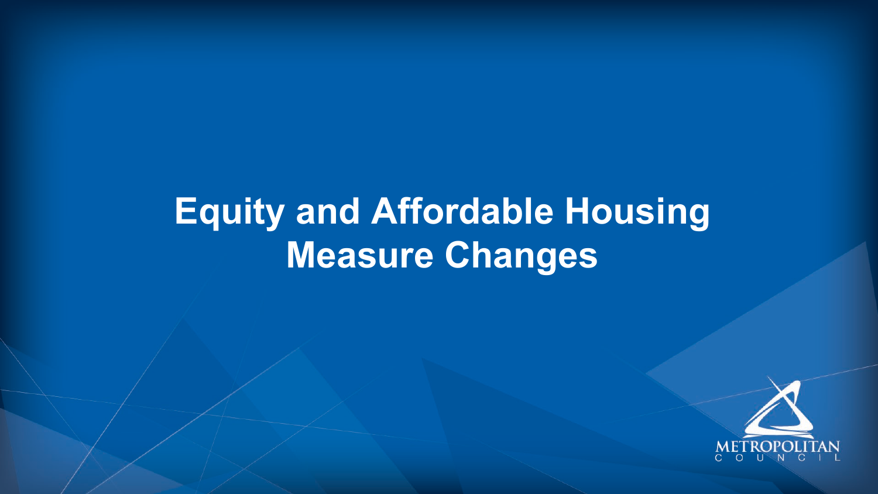# Equity and Affordable Housing Measure Changes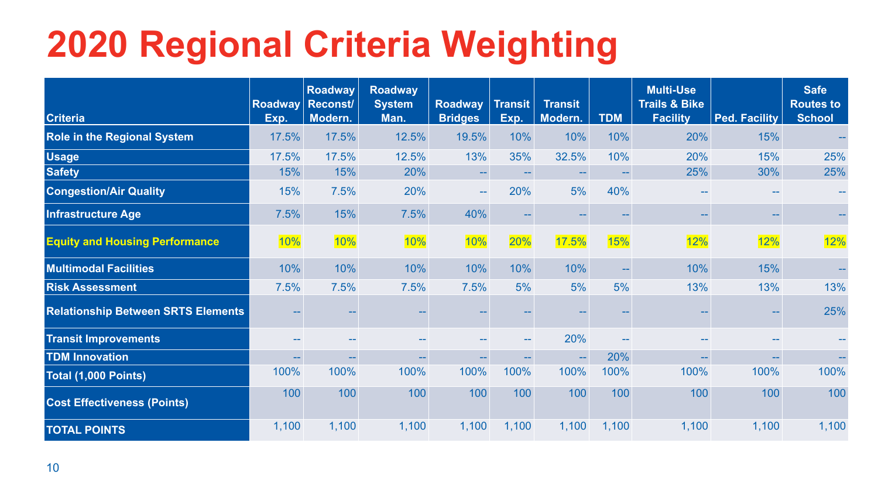# 2020 Regional Criteria Weighting

| Criteria | Roadway Exp. | Roadway Reconst/ Modern. | Roadway System Man. | Roadway Bridges | Transit Exp. | Transit Modern. | TDM | Multi-Use Trails & Bike Facility | Ped. Facility | Safe Routes to School |
|---|---|---|---|---|---|---|---|---|---|---|
| Role in the Regional System | 17.5% | 17.5% | 12.5% | 19.5% | 10% | 10% | 10% | 20% | 15% | -- |
| Usage | 17.5% | 17.5% | 12.5% | 13% | 35% | 32.5% | 10% | 20% | 15% | 25% |
| Safety | 15% | 15% | 20% | -- | -- | -- | -- | 25% | 30% | 25% |
| Congestion/Air Quality | 15% | 7.5% | 20% | -- | 20% | 5% | 40% | -- | -- | -- |
| Infrastructure Age | 7.5% | 15% | 7.5% | 40% | -- | -- | -- | -- | -- | -- |
| Equity and Housing Performance | 10% | 10% | 10% | 10% | 20% | 17.5% | 15% | 12% | 12% | 12% |
| Multimodal Facilities | 10% | 10% | 10% | 10% | 10% | 10% | -- | 10% | 15% | -- |
| Risk Assessment | 7.5% | 7.5% | 7.5% | 7.5% | 5% | 5% | 5% | 13% | 13% | 13% |
| Relationship Between SRTS Elements | -- | -- | -- | -- | -- | -- | -- | -- | -- | 25% |
| Transit Improvements | -- | -- | -- | -- | -- | 20% | -- | -- | -- | -- |
| TDM Innovation | -- | -- | -- | -- | -- | -- | 20% | -- | -- | -- |
| Total (1,000 Points) | 100% | 100% | 100% | 100% | 100% | 100% | 100% | 100% | 100% | 100% |
| Cost Effectiveness (Points) | 100 | 100 | 100 | 100 | 100 | 100 | 100 | 100 | 100 | 100 |
| TOTAL POINTS | 1,100 | 1,100 | 1,100 | 1,100 | 1,100 | 1,100 | 1,100 | 1,100 | 1,100 | 1,100 |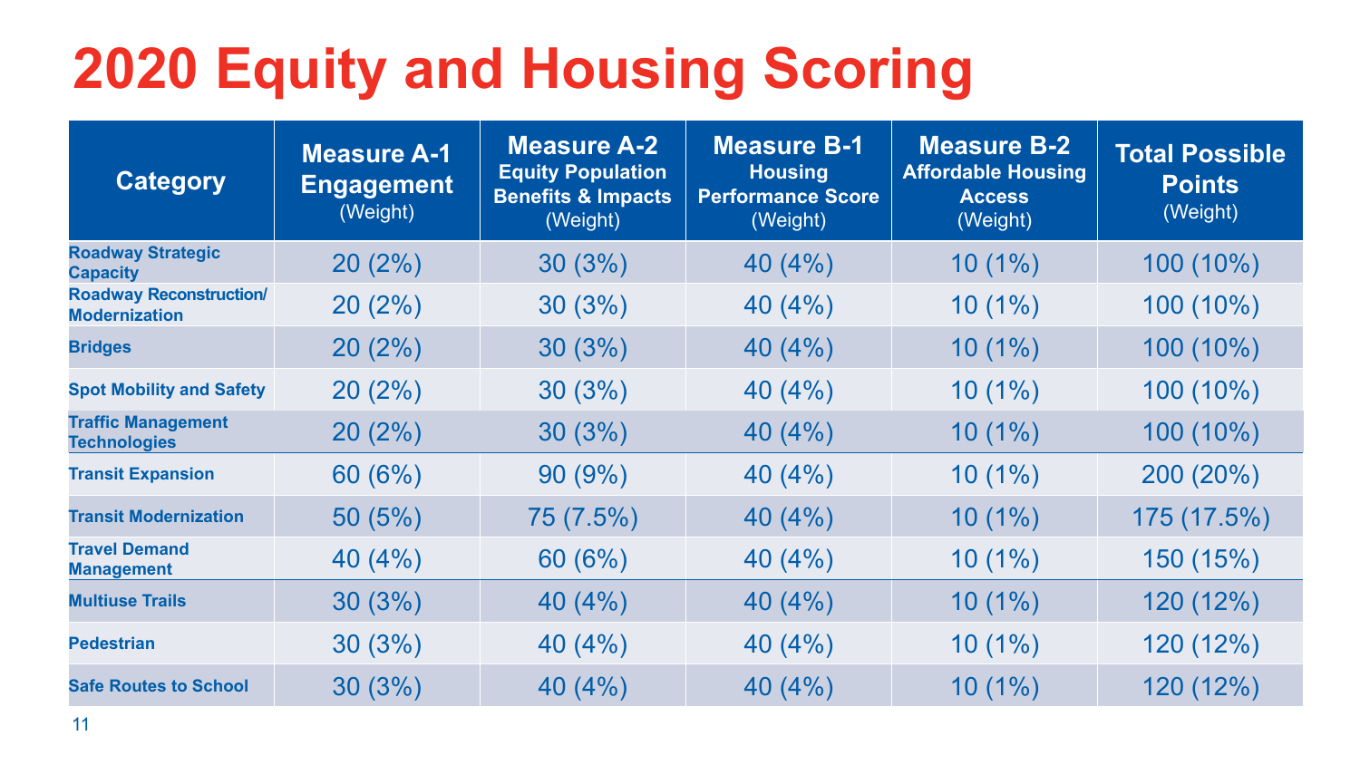# 2020 Equity and Housing Scoring

| Category | Measure A-1 Engagement (Weight) | Measure A-2 Equity Population Benefits & Impacts (Weight) | Measure B-1 Housing Performance Score (Weight) | Measure B-2 Affordable Housing Access (Weight) | Total Possible Points (Weight) |
|---|---|---|---|---|---|
| Roadway Strategic Capacity | 20 (2%) | 30 (3%) | 40 (4%) | 10 (1%) | 100 (10%) |
| Roadway Reconstruction/ Modernization | 20 (2%) | 30 (3%) | 40 (4%) | 10 (1%) | 100 (10%) |
| Bridges | 20 (2%) | 30 (3%) | 40 (4%) | 10 (1%) | 100 (10%) |
| Spot Mobility and Safety | 20 (2%) | 30 (3%) | 40 (4%) | 10 (1%) | 100 (10%) |
| Traffic Management Technologies | 20 (2%) | 30 (3%) | 40 (4%) | 10 (1%) | 100 (10%) |
| Transit Expansion | 60 (6%) | 90 (9%) | 40 (4%) | 10 (1%) | 200 (20%) |
| Transit Modernization | 50 (5%) | 75 (7.5%) | 40 (4%) | 10 (1%) | 175 (17.5%) |
| Travel Demand Management | 40 (4%) | 60 (6%) | 40 (4%) | 10 (1%) | 150 (15%) |
| Multiuse Trails | 30 (3%) | 40 (4%) | 40 (4%) | 10 (1%) | 120 (12%) |
| Pedestrian | 30 (3%) | 40 (4%) | 40 (4%) | 10 (1%) | 120 (12%) |
| Safe Routes to School | 30 (3%) | 40 (4%) | 40 (4%) | 10 (1%) | 120 (12%) |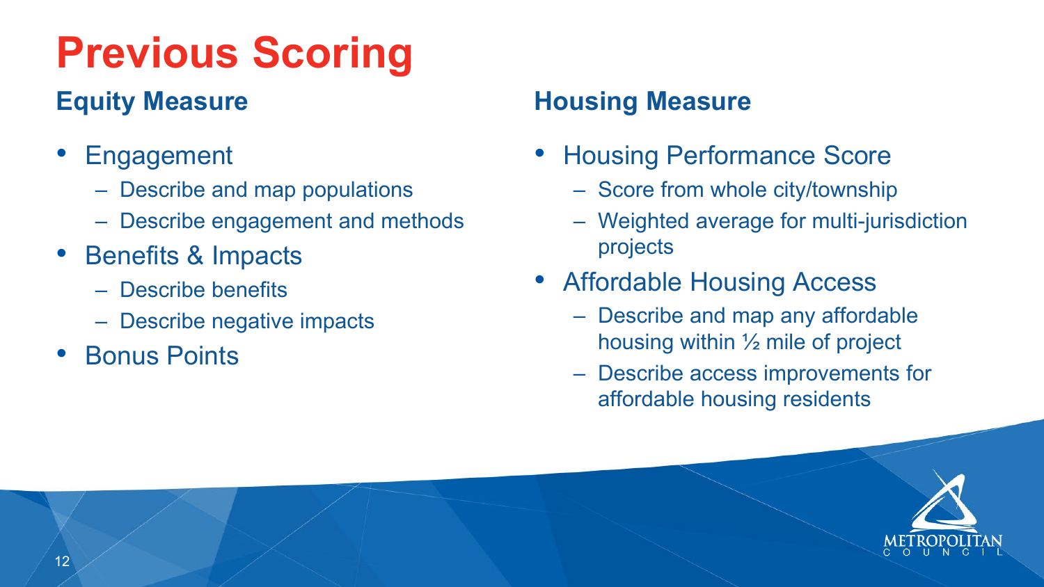# Previous Scoring

## Equity Measure

- Engagement
  - Describe and map populations
  - Describe engagement and methods
- Benefits & Impacts
  - Describe benefits
  - Describe negative impacts
- Bonus Points

## Housing Measure

- Housing Performance Score
  - Score from whole city/township
  - Weighted average for multi-jurisdiction projects
- Affordable Housing Access
  - Describe and map any affordable housing within ½ mile of project
  - Describe access improvements for affordable housing residents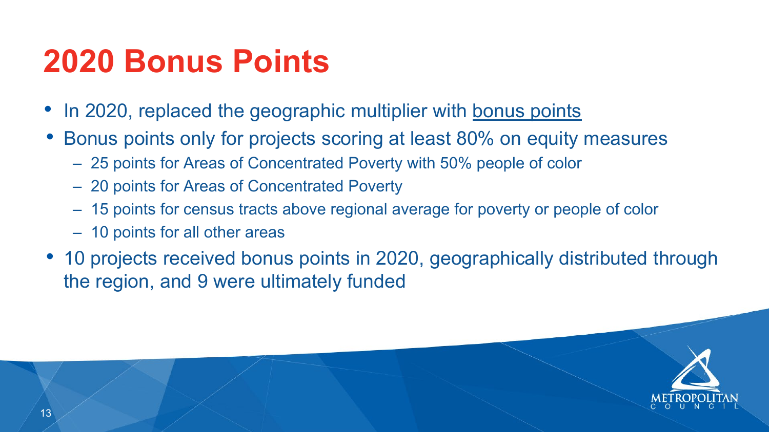# 2020 Bonus Points

- In 2020, replaced the geographic multiplier with bonus points
- Bonus points only for projects scoring at least 80% on equity measures
  - 25 points for Areas of Concentrated Poverty with 50% people of color
  - 20 points for Areas of Concentrated Poverty
  - 15 points for census tracts above regional average for poverty or people of color
  - 10 points for all other areas
- 10 projects received bonus points in 2020, geographically distributed through the region, and 9 were ultimately funded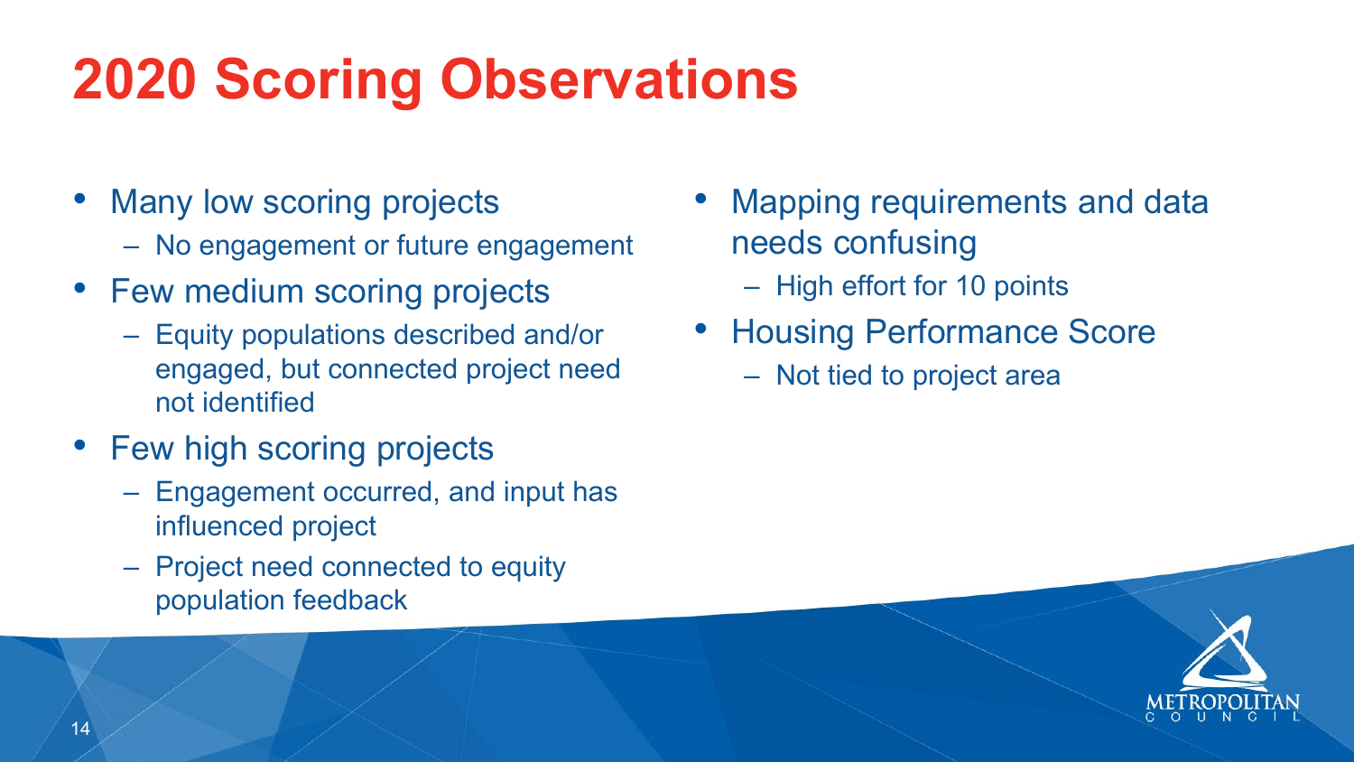# 2020 Scoring Observations

- Many low scoring projects
  - No engagement or future engagement
- Few medium scoring projects
  - Equity populations described and/or engaged, but connected project need not identified
- Few high scoring projects
  - Engagement occurred, and input has influenced project
  - Project need connected to equity population feedback
- Mapping requirements and data needs confusing
  - High effort for 10 points
- Housing Performance Score
  - Not tied to project area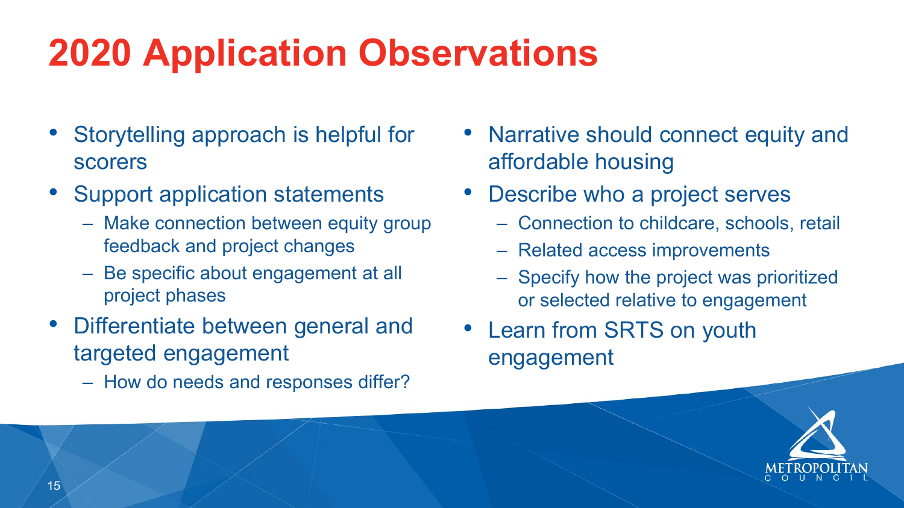# 2020 Application Observations

- Storytelling approach is helpful for scorers
- Support application statements
  - Make connection between equity group feedback and project changes
  - Be specific about engagement at all project phases
- Differentiate between general and targeted engagement
  - How do needs and responses differ?
- Narrative should connect equity and affordable housing
- Describe who a project serves
  - Connection to childcare, schools, retail
  - Related access improvements
  - Specify how the project was prioritized or selected relative to engagement
- Learn from SRTS on youth engagement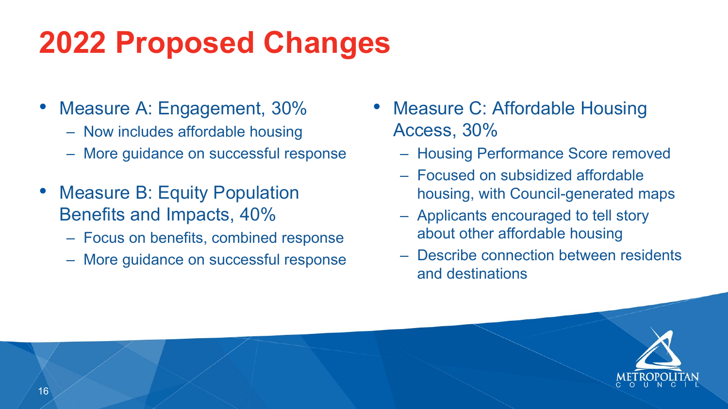# 2022 Proposed Changes

- Measure A: Engagement, 30%
  - Now includes affordable housing
  - More guidance on successful response
- Measure B: Equity Population Benefits and Impacts, 40%
  - Focus on benefits, combined response
  - More guidance on successful response
- Measure C: Affordable Housing Access, 30%
  - Housing Performance Score removed
  - Focused on subsidized affordable housing, with Council-generated maps
  - Applicants encouraged to tell story about other affordable housing
  - Describe connection between residents and destinations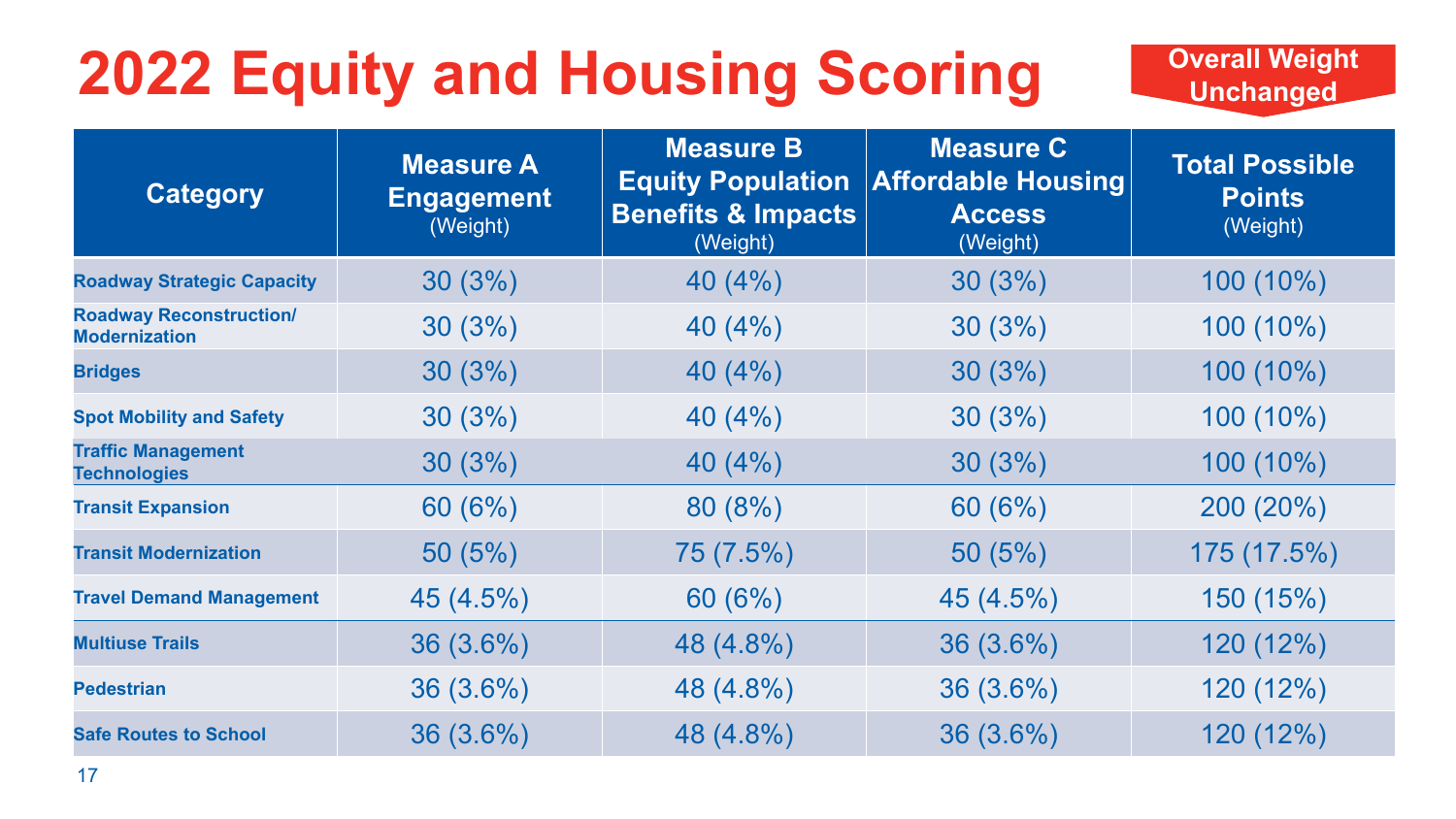# 2022 Equity and Housing Scoring

**Overall Weight Unchanged**

| Category | Measure A Engagement (Weight) | Measure B Equity Population Benefits & Impacts (Weight) | Measure C Affordable Housing Access (Weight) | Total Possible Points (Weight) |
|---|---|---|---|---|
| Roadway Strategic Capacity | 30 (3%) | 40 (4%) | 30 (3%) | 100 (10%) |
| Roadway Reconstruction/ Modernization | 30 (3%) | 40 (4%) | 30 (3%) | 100 (10%) |
| Bridges | 30 (3%) | 40 (4%) | 30 (3%) | 100 (10%) |
| Spot Mobility and Safety | 30 (3%) | 40 (4%) | 30 (3%) | 100 (10%) |
| Traffic Management Technologies | 30 (3%) | 40 (4%) | 30 (3%) | 100 (10%) |
| Transit Expansion | 60 (6%) | 80 (8%) | 60 (6%) | 200 (20%) |
| Transit Modernization | 50 (5%) | 75 (7.5%) | 50 (5%) | 175 (17.5%) |
| Travel Demand Management | 45 (4.5%) | 60 (6%) | 45 (4.5%) | 150 (15%) |
| Multiuse Trails | 36 (3.6%) | 48 (4.8%) | 36 (3.6%) | 120 (12%) |
| Pedestrian | 36 (3.6%) | 48 (4.8%) | 36 (3.6%) | 120 (12%) |
| Safe Routes to School | 36 (3.6%) | 48 (4.8%) | 36 (3.6%) | 120 (12%) |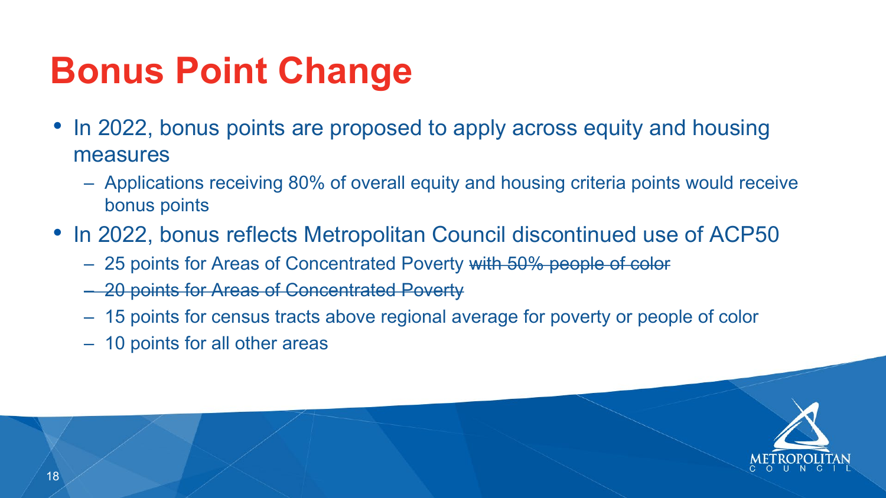# Bonus Point Change

- In 2022, bonus points are proposed to apply across equity and housing measures
  - Applications receiving 80% of overall equity and housing criteria points would receive bonus points
- In 2022, bonus reflects Metropolitan Council discontinued use of ACP50
  - 25 points for Areas of Concentrated Poverty ~~with 50% people of color~~
  - ~~20 points for Areas of Concentrated Poverty~~
  - 15 points for census tracts above regional average for poverty or people of color
  - 10 points for all other areas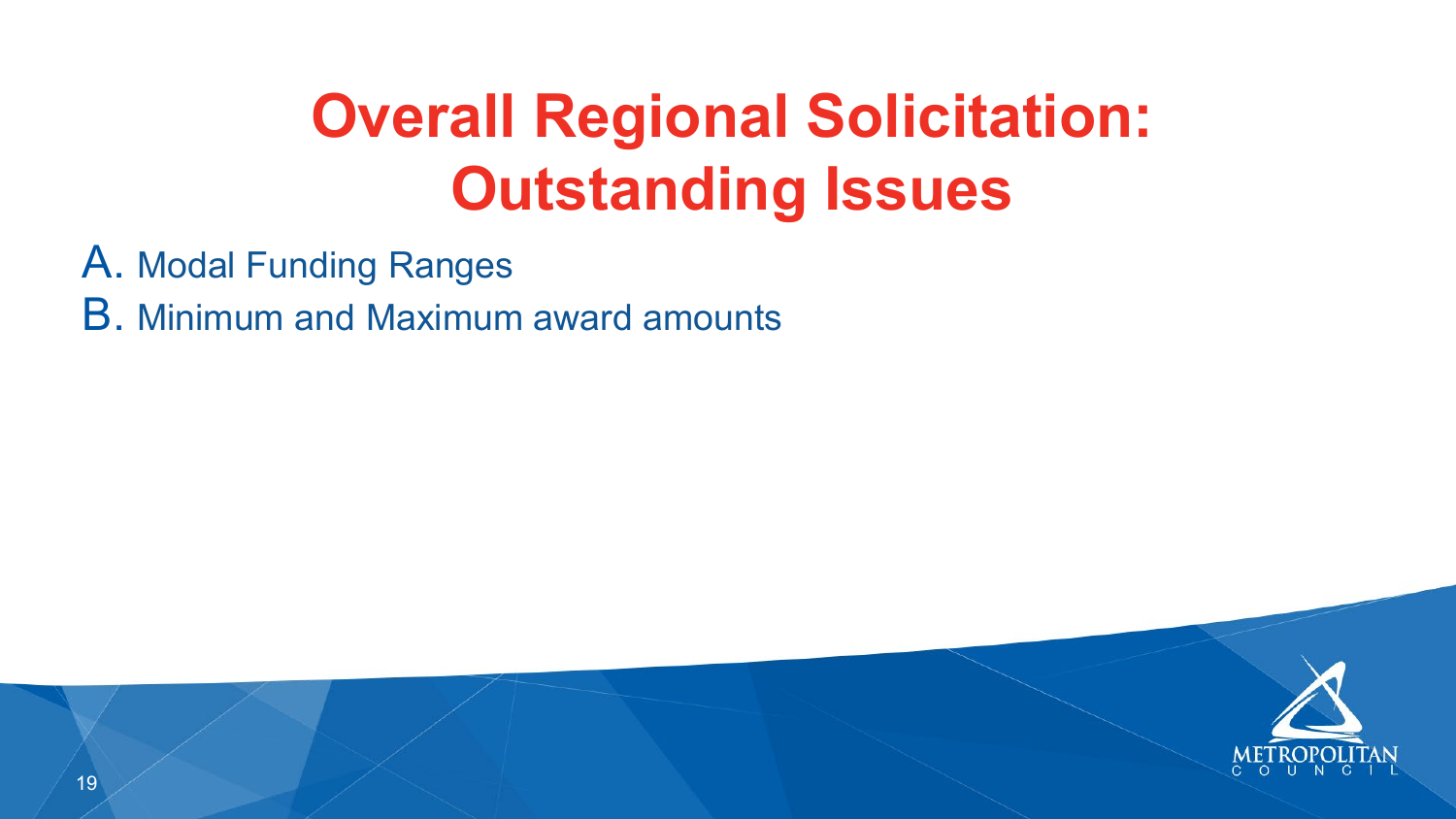# Overall Regional Solicitation: Outstanding Issues

A. Modal Funding Ranges

B. Minimum and Maximum award amounts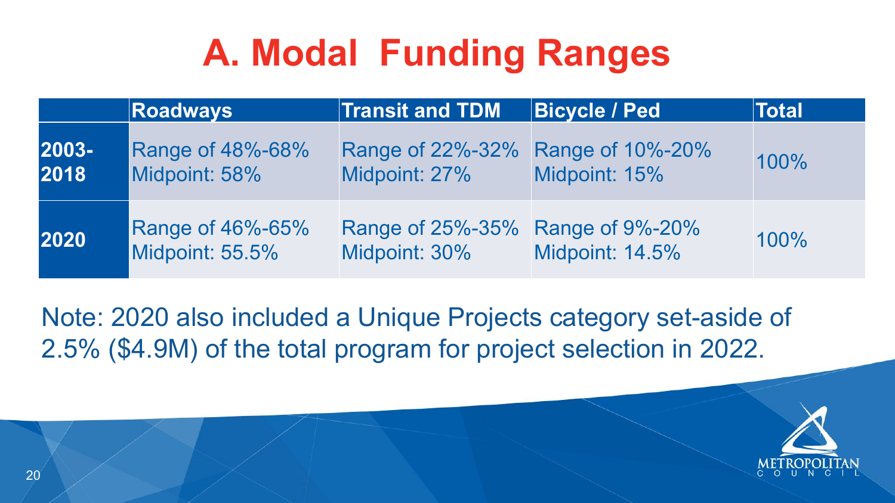# A. Modal Funding Ranges

| | Roadways | Transit and TDM | Bicycle / Ped | Total |
|---|---|---|---|---|
| **2003-2018** | Range of 48%-68%<br>Midpoint: 58% | Range of 22%-32%<br>Midpoint: 27% | Range of 10%-20%<br>Midpoint: 15% | 100% |
| **2020** | Range of 46%-65%<br>Midpoint: 55.5% | Range of 25%-35%<br>Midpoint: 30% | Range of 9%-20%<br>Midpoint: 14.5% | 100% |

Note: 2020 also included a Unique Projects category set-aside of 2.5% ($4.9M) of the total program for project selection in 2022.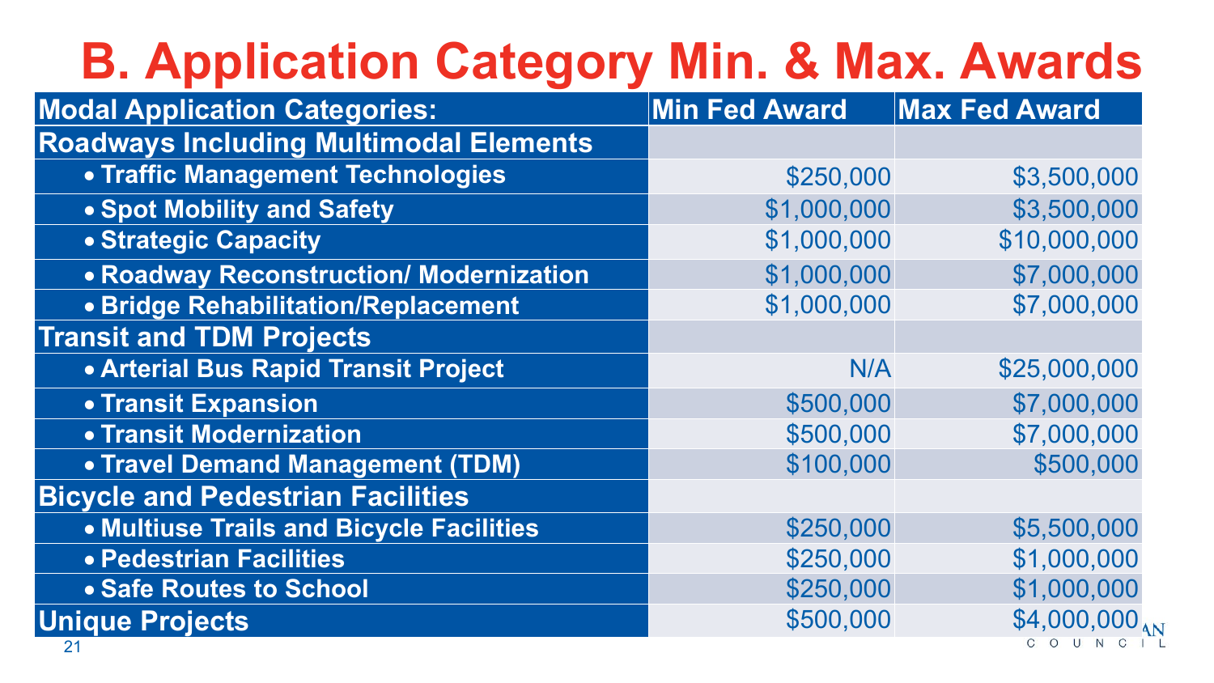# B. Application Category Min. & Max. Awards

| Modal Application Categories: | Min Fed Award | Max Fed Award |
|---|---|---|
| **Roadways Including Multimodal Elements** | | |
| • Traffic Management Technologies | $250,000 | $3,500,000 |
| • Spot Mobility and Safety | $1,000,000 | $3,500,000 |
| • Strategic Capacity | $1,000,000 | $10,000,000 |
| • Roadway Reconstruction/ Modernization | $1,000,000 | $7,000,000 |
| • Bridge Rehabilitation/Replacement | $1,000,000 | $7,000,000 |
| **Transit and TDM Projects** | | |
| • Arterial Bus Rapid Transit Project | N/A | $25,000,000 |
| • Transit Expansion | $500,000 | $7,000,000 |
| • Transit Modernization | $500,000 | $7,000,000 |
| • Travel Demand Management (TDM) | $100,000 | $500,000 |
| **Bicycle and Pedestrian Facilities** | | |
| • Multiuse Trails and Bicycle Facilities | $250,000 | $5,500,000 |
| • Pedestrian Facilities | $250,000 | $1,000,000 |
| • Safe Routes to School | $250,000 | $1,000,000 |
| **Unique Projects** | $500,000 | $4,000,000 |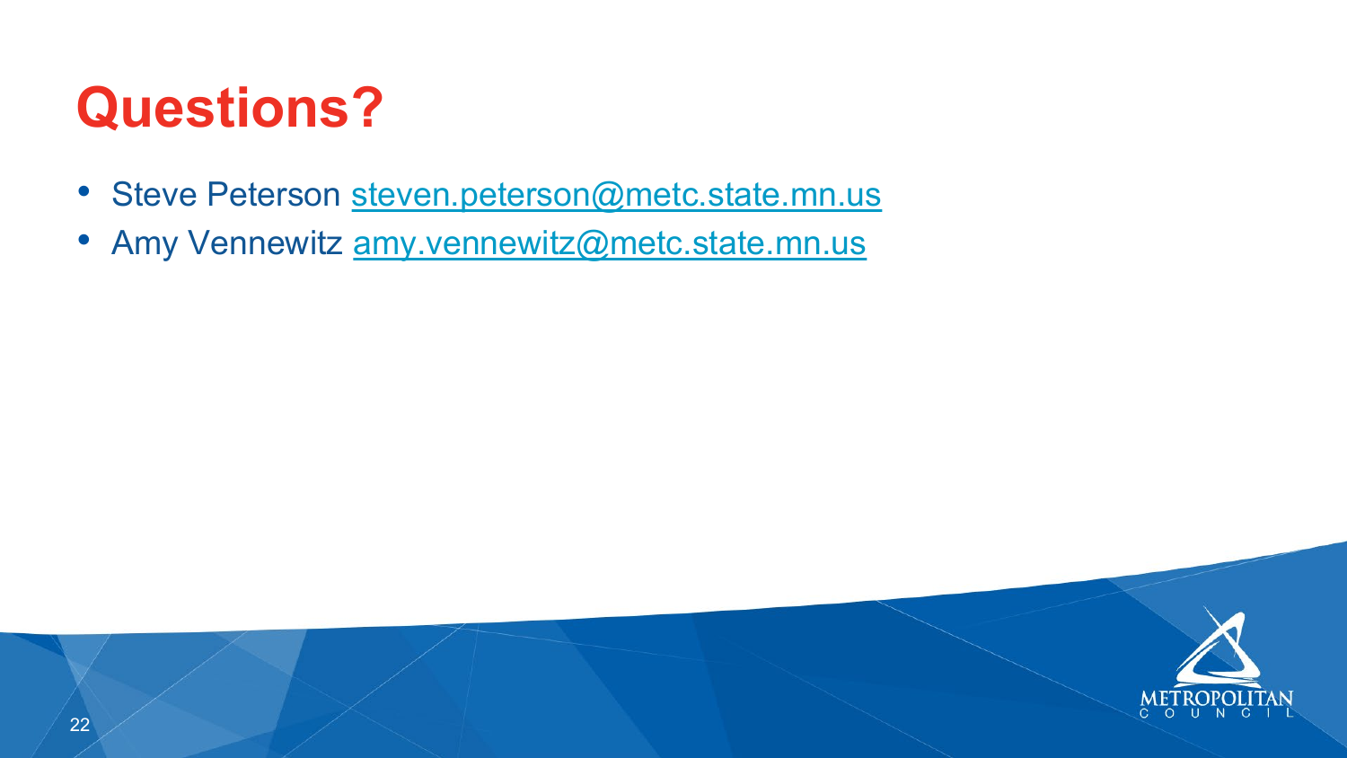# Questions?

- Steve Peterson steven.peterson@metc.state.mn.us
- Amy Vennewitz amy.vennewitz@metc.state.mn.us